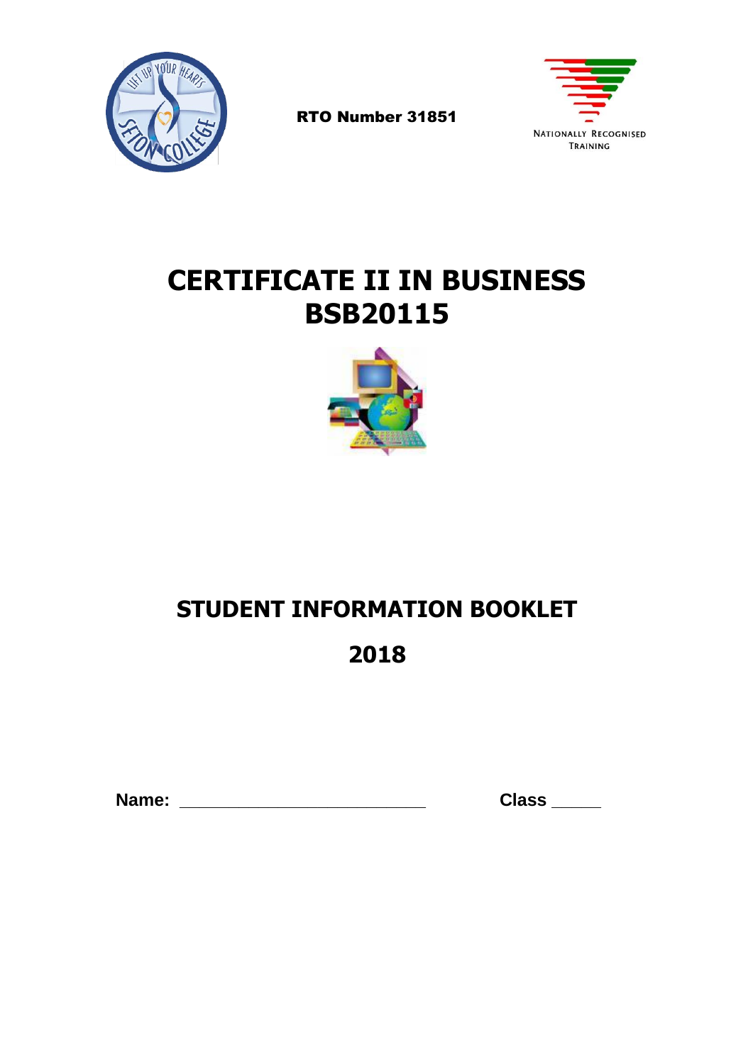RTO Number 31851

NATIONALLY RECOGNISED TRAINING

# CERTIFICATE II IN BUSINESS
# BSB20115

## STUDENT INFORMATION BOOKLET

## 2018

**Name:** \_\_\_\_\_\_\_\_\_\_\_\_\_\_\_\_\_\_\_\_\_\_\_\_\_\_ **Class** \_\_\_\_\_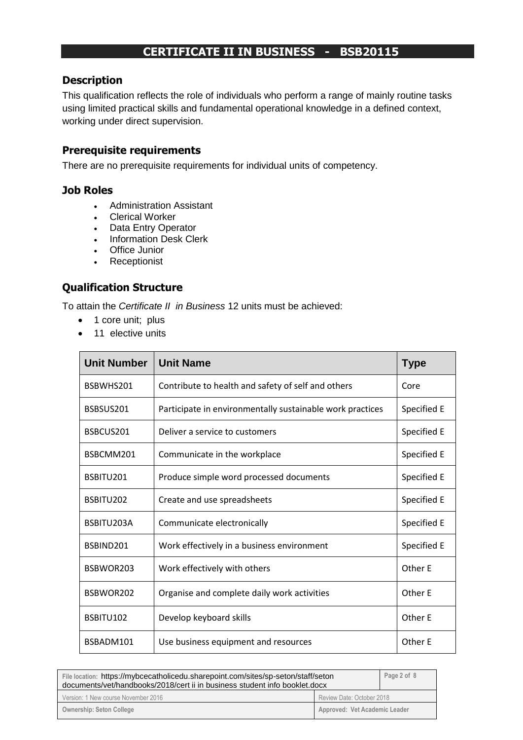# CERTIFICATE II IN BUSINESS - BSB20115

## Description

This qualification reflects the role of individuals who perform a range of mainly routine tasks using limited practical skills and fundamental operational knowledge in a defined context, working under direct supervision.

## Prerequisite requirements

There are no prerequisite requirements for individual units of competency.

## Job Roles

- Administration Assistant
- Clerical Worker
- Data Entry Operator
- Information Desk Clerk
- Office Junior
- Receptionist

## Qualification Structure

To attain the *Certificate II in Business* 12 units must be achieved:

- 1 core unit; plus
- 11 elective units

| Unit Number | Unit Name | Type |
|---|---|---|
| BSBWHS201 | Contribute to health and safety of self and others | Core |
| BSBSUS201 | Participate in environmentally sustainable work practices | Specified E |
| BSBCUS201 | Deliver a service to customers | Specified E |
| BSBCMM201 | Communicate in the workplace | Specified E |
| BSBITU201 | Produce simple word processed documents | Specified E |
| BSBITU202 | Create and use spreadsheets | Specified E |
| BSBITU203A | Communicate electronically | Specified E |
| BSBIND201 | Work effectively in a business environment | Specified E |
| BSBWOR203 | Work effectively with others | Other E |
| BSBWOR202 | Organise and complete daily work activities | Other E |
| BSBITU102 | Develop keyboard skills | Other E |
| BSBADM101 | Use business equipment and resources | Other E |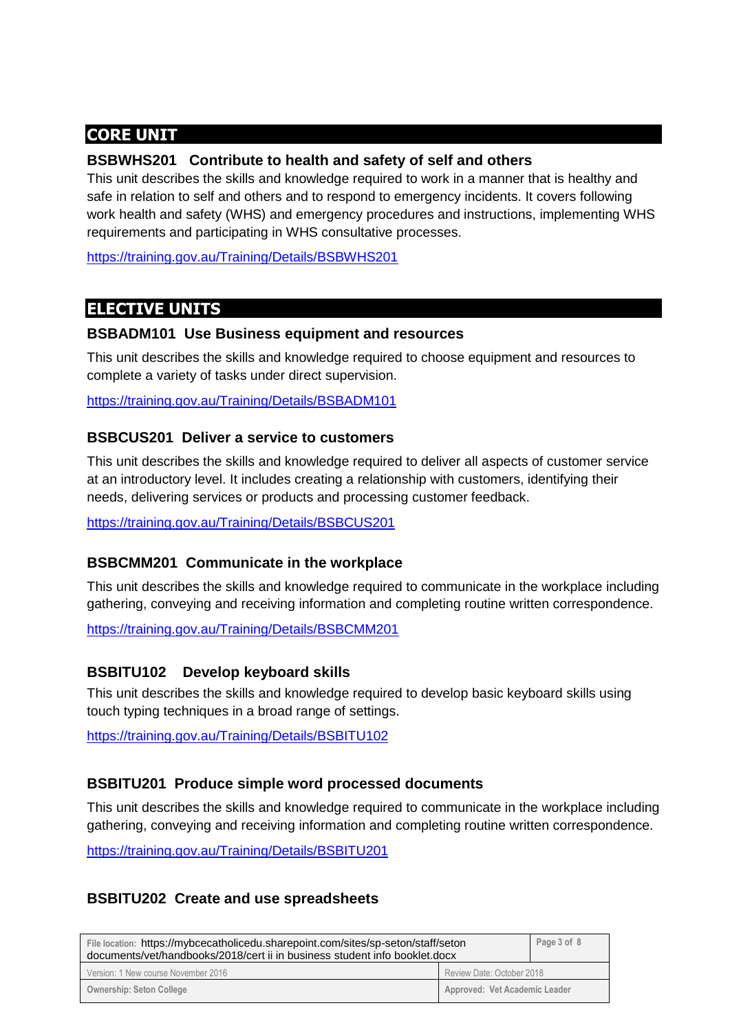## CORE UNIT

### BSBWHS201 Contribute to health and safety of self and others

This unit describes the skills and knowledge required to work in a manner that is healthy and safe in relation to self and others and to respond to emergency incidents. It covers following work health and safety (WHS) and emergency procedures and instructions, implementing WHS requirements and participating in WHS consultative processes.

https://training.gov.au/Training/Details/BSBWHS201

## ELECTIVE UNITS

### BSBADM101 Use Business equipment and resources

This unit describes the skills and knowledge required to choose equipment and resources to complete a variety of tasks under direct supervision.

https://training.gov.au/Training/Details/BSBADM101

### BSBCUS201 Deliver a service to customers

This unit describes the skills and knowledge required to deliver all aspects of customer service at an introductory level. It includes creating a relationship with customers, identifying their needs, delivering services or products and processing customer feedback.

https://training.gov.au/Training/Details/BSBCUS201

### BSBCMM201 Communicate in the workplace

This unit describes the skills and knowledge required to communicate in the workplace including gathering, conveying and receiving information and completing routine written correspondence.

https://training.gov.au/Training/Details/BSBCMM201

### BSBITU102 Develop keyboard skills

This unit describes the skills and knowledge required to develop basic keyboard skills using touch typing techniques in a broad range of settings.

https://training.gov.au/Training/Details/BSBITU102

### BSBITU201 Produce simple word processed documents

This unit describes the skills and knowledge required to communicate in the workplace including gathering, conveying and receiving information and completing routine written correspondence.

https://training.gov.au/Training/Details/BSBITU201

### BSBITU202 Create and use spreadsheets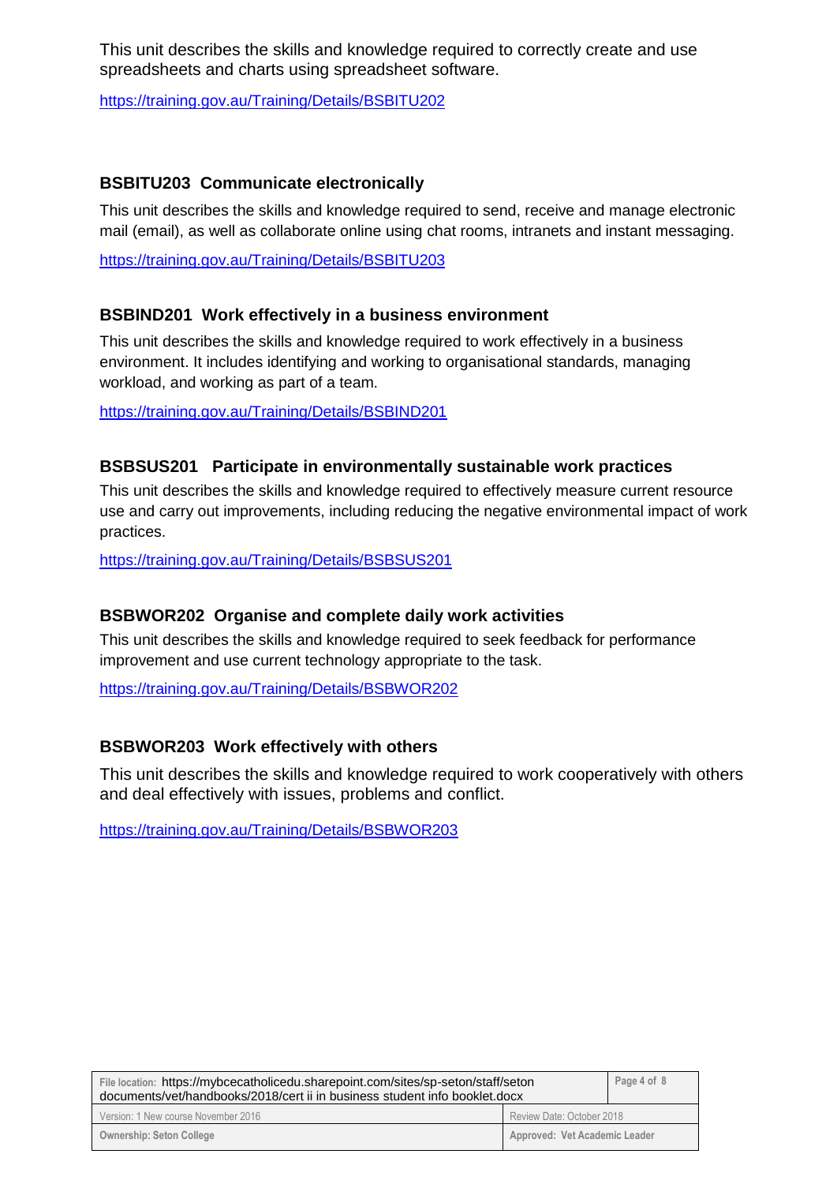This unit describes the skills and knowledge required to correctly create and use spreadsheets and charts using spreadsheet software.

https://training.gov.au/Training/Details/BSBITU202

### BSBITU203 Communicate electronically

This unit describes the skills and knowledge required to send, receive and manage electronic mail (email), as well as collaborate online using chat rooms, intranets and instant messaging.

https://training.gov.au/Training/Details/BSBITU203

### BSBIND201 Work effectively in a business environment

This unit describes the skills and knowledge required to work effectively in a business environment. It includes identifying and working to organisational standards, managing workload, and working as part of a team.

https://training.gov.au/Training/Details/BSBIND201

### BSBSUS201 Participate in environmentally sustainable work practices

This unit describes the skills and knowledge required to effectively measure current resource use and carry out improvements, including reducing the negative environmental impact of work practices.

https://training.gov.au/Training/Details/BSBSUS201

### BSBWOR202 Organise and complete daily work activities

This unit describes the skills and knowledge required to seek feedback for performance improvement and use current technology appropriate to the task.

https://training.gov.au/Training/Details/BSBWOR202

### BSBWOR203 Work effectively with others

This unit describes the skills and knowledge required to work cooperatively with others and deal effectively with issues, problems and conflict.

https://training.gov.au/Training/Details/BSBWOR203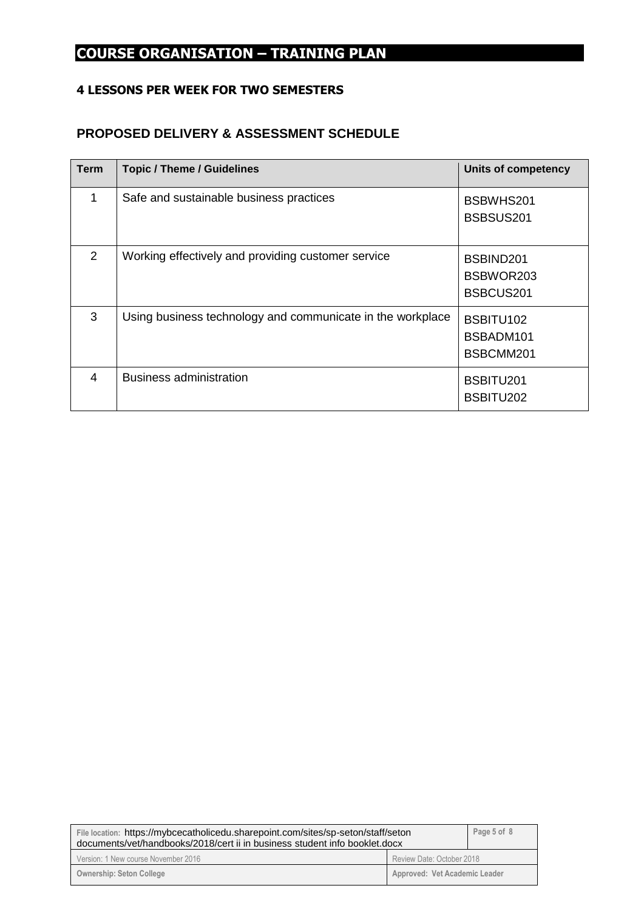# COURSE ORGANISATION – TRAINING PLAN

### 4 LESSONS PER WEEK FOR TWO SEMESTERS

## PROPOSED DELIVERY & ASSESSMENT SCHEDULE

| Term | Topic / Theme / Guidelines | Units of competency |
|---|---|---|
| 1 | Safe and sustainable business practices | BSBWHS201<br>BSBSUS201 |
| 2 | Working effectively and providing customer service | BSBIND201<br>BSBWOR203<br>BSBCUS201 |
| 3 | Using business technology and communicate in the workplace | BSBITU102<br>BSBADM101<br>BSBCMM201 |
| 4 | Business administration | BSBITU201<br>BSBITU202 |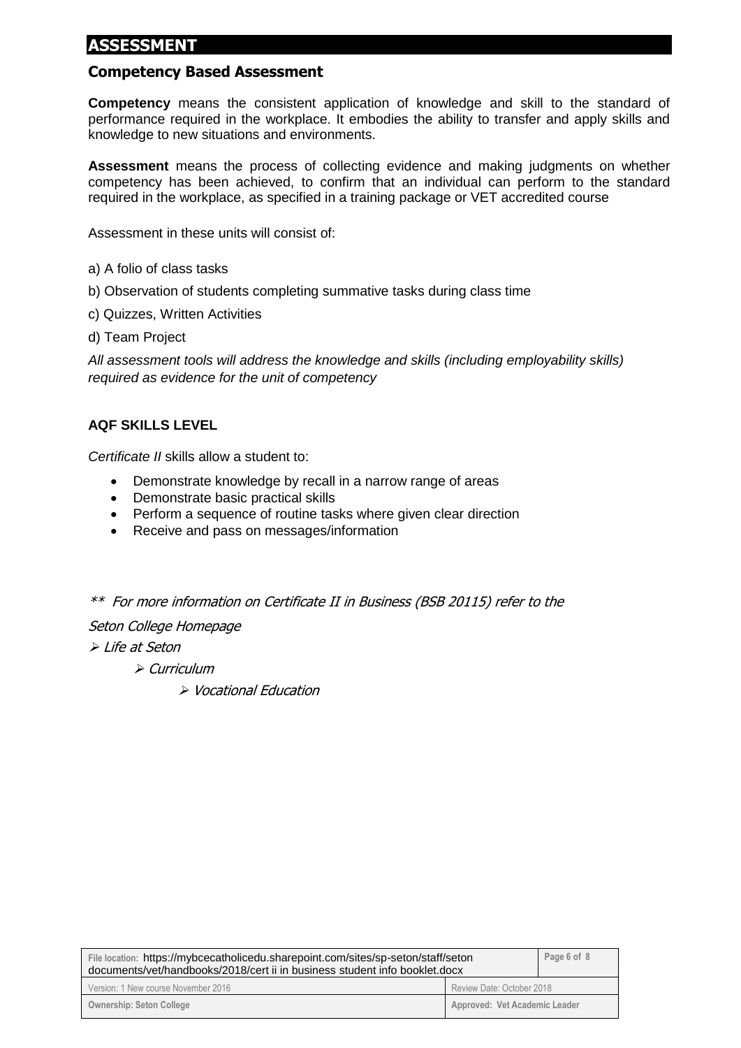# ASSESSMENT

## Competency Based Assessment

**Competency** means the consistent application of knowledge and skill to the standard of performance required in the workplace. It embodies the ability to transfer and apply skills and knowledge to new situations and environments.

**Assessment** means the process of collecting evidence and making judgments on whether competency has been achieved, to confirm that an individual can perform to the standard required in the workplace, as specified in a training package or VET accredited course

Assessment in these units will consist of:

a) A folio of class tasks

b) Observation of students completing summative tasks during class time

c) Quizzes, Written Activities

d) Team Project

*All assessment tools will address the knowledge and skills (including employability skills) required as evidence for the unit of competency*

### AQF SKILLS LEVEL

*Certificate II* skills allow a student to:

- Demonstrate knowledge by recall in a narrow range of areas
- Demonstrate basic practical skills
- Perform a sequence of routine tasks where given clear direction
- Receive and pass on messages/information

*** For more information on Certificate II in Business (BSB 20115) refer to the*

*Seton College Homepage*

- *Life at Seton*
  - *Curriculum*
    - *Vocational Education*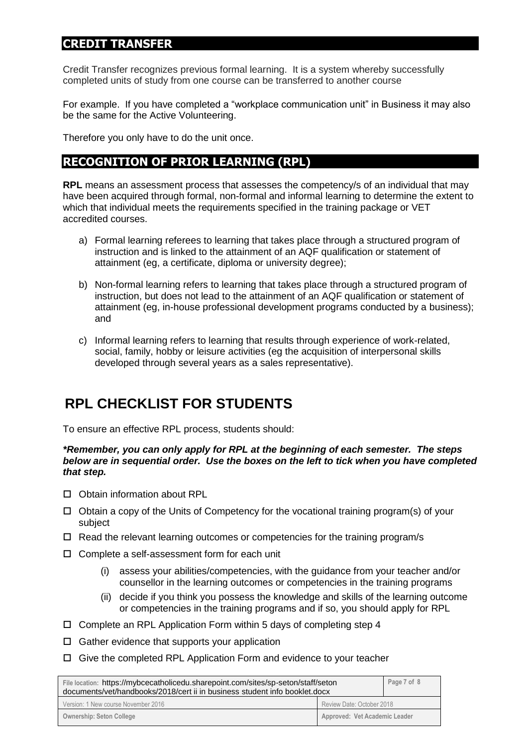## CREDIT TRANSFER

Credit Transfer recognizes previous formal learning. It is a system whereby successfully completed units of study from one course can be transferred to another course

For example. If you have completed a "workplace communication unit" in Business it may also be the same for the Active Volunteering.

Therefore you only have to do the unit once.

## RECOGNITION OF PRIOR LEARNING (RPL)

**RPL** means an assessment process that assesses the competency/s of an individual that may have been acquired through formal, non-formal and informal learning to determine the extent to which that individual meets the requirements specified in the training package or VET accredited courses.

a) Formal learning referees to learning that takes place through a structured program of instruction and is linked to the attainment of an AQF qualification or statement of attainment (eg, a certificate, diploma or university degree);

b) Non-formal learning refers to learning that takes place through a structured program of instruction, but does not lead to the attainment of an AQF qualification or statement of attainment (eg, in-house professional development programs conducted by a business); and

c) Informal learning refers to learning that results through experience of work-related, social, family, hobby or leisure activities (eg the acquisition of interpersonal skills developed through several years as a sales representative).

# RPL CHECKLIST FOR STUDENTS

To ensure an effective RPL process, students should:

***Remember, you can only apply for RPL at the beginning of each semester. The steps below are in sequential order. Use the boxes on the left to tick when you have completed that step.***

- ☐ Obtain information about RPL
- ☐ Obtain a copy of the Units of Competency for the vocational training program(s) of your subject
- ☐ Read the relevant learning outcomes or competencies for the training program/s
- ☐ Complete a self-assessment form for each unit
  - (i) assess your abilities/competencies, with the guidance from your teacher and/or counsellor in the learning outcomes or competencies in the training programs
  - (ii) decide if you think you possess the knowledge and skills of the learning outcome or competencies in the training programs and if so, you should apply for RPL
- ☐ Complete an RPL Application Form within 5 days of completing step 4
- ☐ Gather evidence that supports your application
- ☐ Give the completed RPL Application Form and evidence to your teacher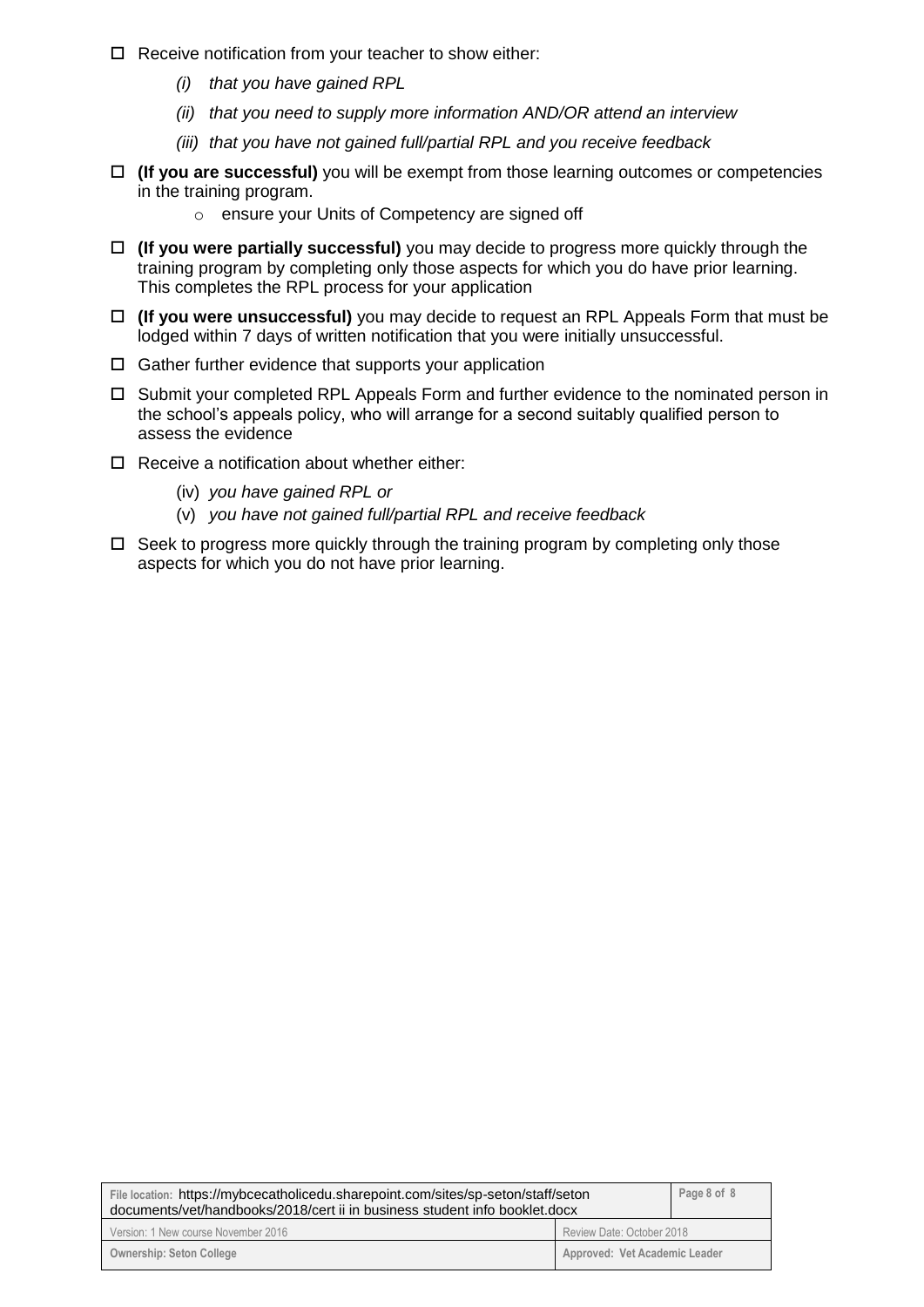- ☐ Receive notification from your teacher to show either:
  - *(i) that you have gained RPL*
  - *(ii) that you need to supply more information AND/OR attend an interview*
  - *(iii) that you have not gained full/partial RPL and you receive feedback*
- ☐ **(If you are successful)** you will be exempt from those learning outcomes or competencies in the training program.
  - ensure your Units of Competency are signed off
- ☐ **(If you were partially successful)** you may decide to progress more quickly through the training program by completing only those aspects for which you do have prior learning. This completes the RPL process for your application
- ☐ **(If you were unsuccessful)** you may decide to request an RPL Appeals Form that must be lodged within 7 days of written notification that you were initially unsuccessful.
- ☐ Gather further evidence that supports your application
- ☐ Submit your completed RPL Appeals Form and further evidence to the nominated person in the school's appeals policy, who will arrange for a second suitably qualified person to assess the evidence
- ☐ Receive a notification about whether either:
  - (iv) *you have gained RPL or*
  - (v) *you have not gained full/partial RPL and receive feedback*
- ☐ Seek to progress more quickly through the training program by completing only those aspects for which you do not have prior learning.